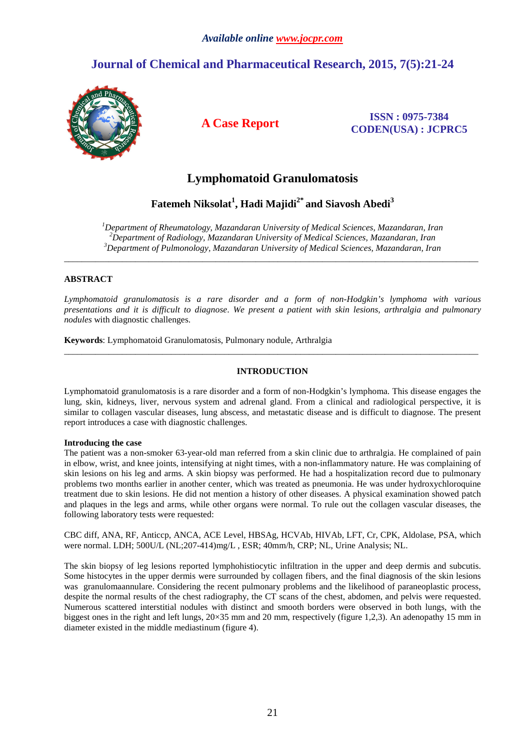*Available online www.jocpr.com*

## Journal of Chemical and Pharmaceutical Research, 2015, 7(5):21-24

**A Case Report**

**ISSN : 0975-7384**
**CODEN(USA) : JCPRC5**

# Lymphomatoid Granulomatosis

**Fatemeh Niksolat[1], Hadi Majidi[2*] and Siavosh Abedi[3]**

*[1]Department of Rheumatology, Mazandaran University of Medical Sciences, Mazandaran, Iran*
*[2]Department of Radiology, Mazandaran University of Medical Sciences, Mazandaran, Iran*
*[3]Department of Pulmonology, Mazandaran University of Medical Sciences, Mazandaran, Iran*

---

## ABSTRACT

*Lymphomatoid granulomatosis is a rare disorder and a form of non-Hodgkin's lymphoma with various presentations and it is difficult to diagnose. We present a patient with skin lesions, arthralgia and pulmonary nodules* with diagnostic challenges.

**Keywords**: Lymphomatoid Granulomatosis, Pulmonary nodule, Arthralgia

---

## INTRODUCTION

Lymphomatoid granulomatosis is a rare disorder and a form of non-Hodgkin's lymphoma. This disease engages the lung, skin, kidneys, liver, nervous system and adrenal gland. From a clinical and radiological perspective, it is similar to collagen vascular diseases, lung abscess, and metastatic disease and is difficult to diagnose. The present report introduces a case with diagnostic challenges.

### Introducing the case

The patient was a non-smoker 63-year-old man referred from a skin clinic due to arthralgia. He complained of pain in elbow, wrist, and knee joints, intensifying at night times, with a non-inflammatory nature. He was complaining of skin lesions on his leg and arms. A skin biopsy was performed. He had a hospitalization record due to pulmonary problems two months earlier in another center, which was treated as pneumonia. He was under hydroxychloroquine treatment due to skin lesions. He did not mention a history of other diseases. A physical examination showed patch and plaques in the legs and arms, while other organs were normal. To rule out the collagen vascular diseases, the following laboratory tests were requested:

CBC diff, ANA, RF, Anticcp, ANCA, ACE Level, HBSAg, HCVAb, HIVAb, LFT, Cr, CPK, Aldolase, PSA, which were normal. LDH; 500U/L (NL;207-414)mg/L , ESR; 40mm/h, CRP; NL, Urine Analysis; NL.

The skin biopsy of leg lesions reported lymphohistiocytic infiltration in the upper and deep dermis and subcutis. Some histocytes in the upper dermis were surrounded by collagen fibers, and the final diagnosis of the skin lesions was granulomaannulare. Considering the recent pulmonary problems and the likelihood of paraneoplastic process, despite the normal results of the chest radiography, the CT scans of the chest, abdomen, and pelvis were requested. Numerous scattered interstitial nodules with distinct and smooth borders were observed in both lungs, with the biggest ones in the right and left lungs, 20×35 mm and 20 mm, respectively (figure 1,2,3). An adenopathy 15 mm in diameter existed in the middle mediastinum (figure 4).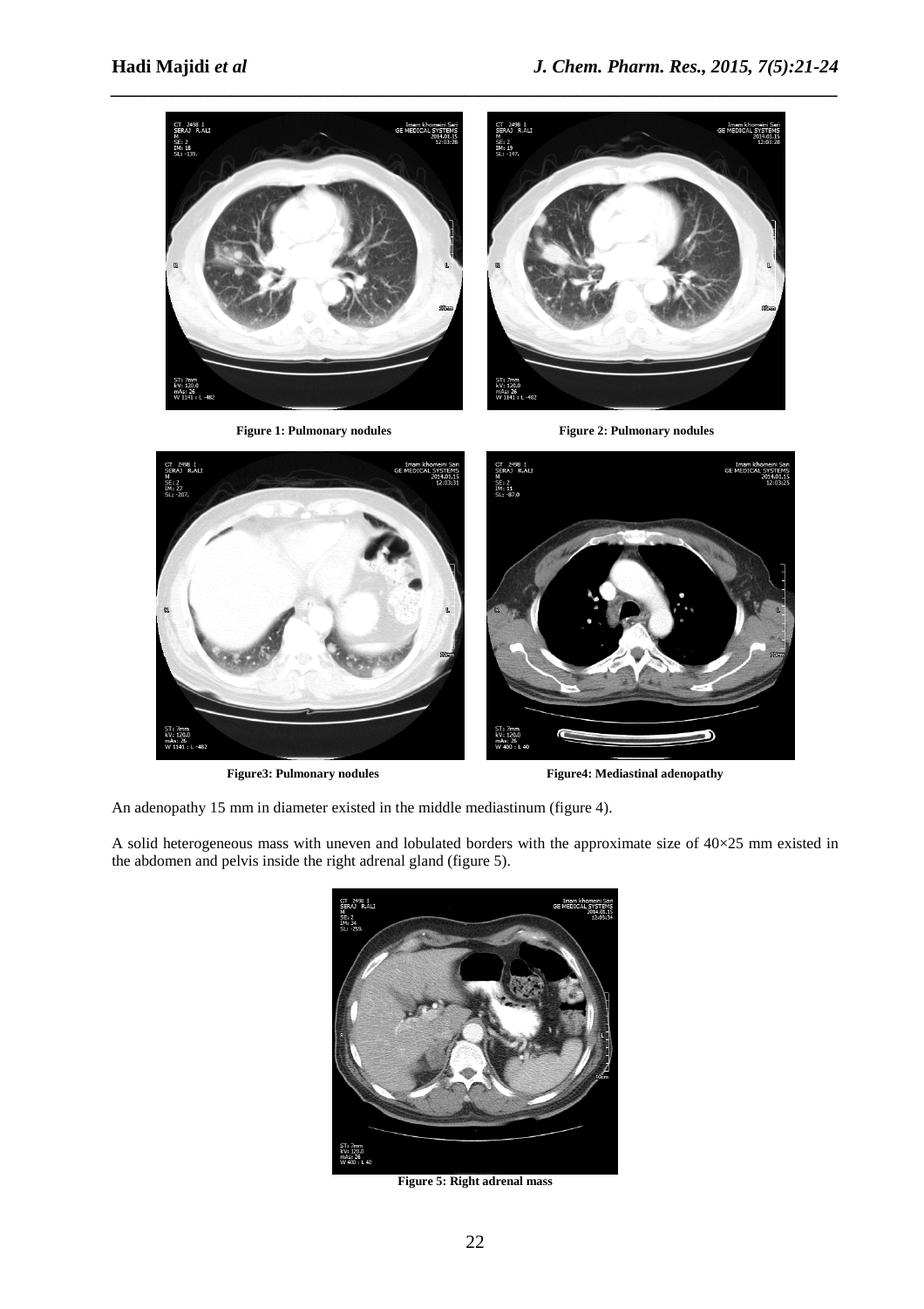**Figure 1: Pulmonary nodules**

**Figure 2: Pulmonary nodules**

**Figure3: Pulmonary nodules**

**Figure4: Mediastinal adenopathy**

An adenopathy 15 mm in diameter existed in the middle mediastinum (figure 4).

A solid heterogeneous mass with uneven and lobulated borders with the approximate size of 40×25 mm existed in the abdomen and pelvis inside the right adrenal gland (figure 5).

**Figure 5: Right adrenal mass**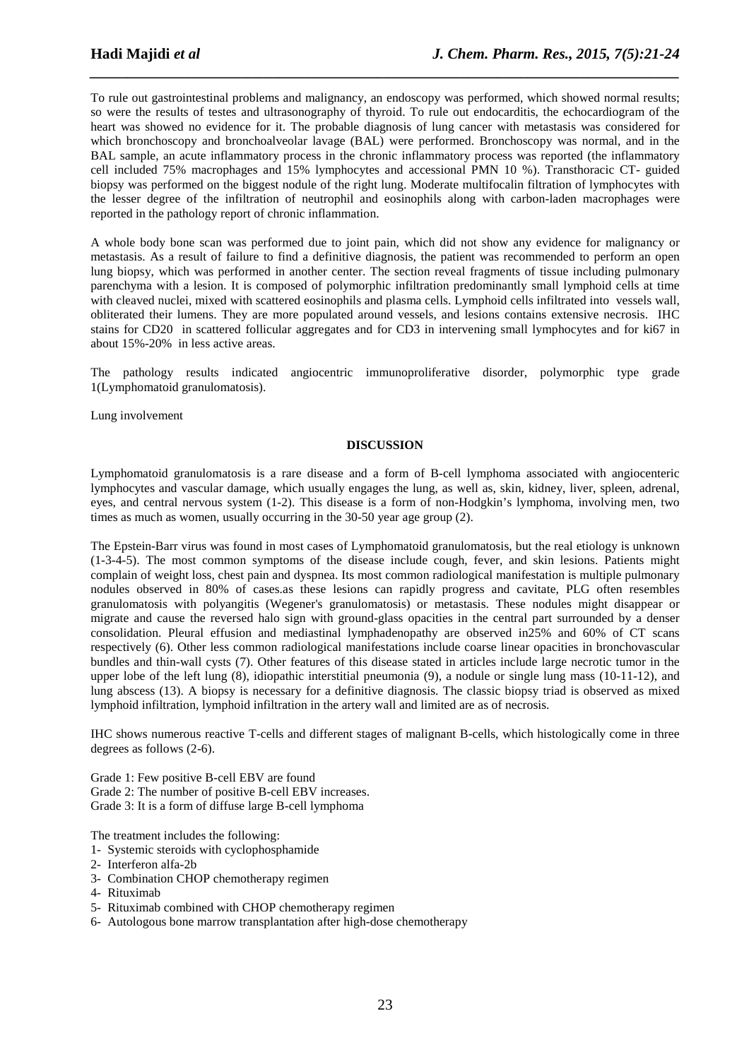To rule out gastrointestinal problems and malignancy, an endoscopy was performed, which showed normal results; so were the results of testes and ultrasonography of thyroid. To rule out endocarditis, the echocardiogram of the heart was showed no evidence for it. The probable diagnosis of lung cancer with metastasis was considered for which bronchoscopy and bronchoalveolar lavage (BAL) were performed. Bronchoscopy was normal, and in the BAL sample, an acute inflammatory process in the chronic inflammatory process was reported (the inflammatory cell included 75% macrophages and 15% lymphocytes and accessional PMN 10 %). Transthoracic CT- guided biopsy was performed on the biggest nodule of the right lung. Moderate multifocalin filtration of lymphocytes with the lesser degree of the infiltration of neutrophil and eosinophils along with carbon-laden macrophages were reported in the pathology report of chronic inflammation.

A whole body bone scan was performed due to joint pain, which did not show any evidence for malignancy or metastasis. As a result of failure to find a definitive diagnosis, the patient was recommended to perform an open lung biopsy, which was performed in another center. The section reveal fragments of tissue including pulmonary parenchyma with a lesion. It is composed of polymorphic infiltration predominantly small lymphoid cells at time with cleaved nuclei, mixed with scattered eosinophils and plasma cells. Lymphoid cells infiltrated into vessels wall, obliterated their lumens. They are more populated around vessels, and lesions contains extensive necrosis. IHC stains for CD20 in scattered follicular aggregates and for CD3 in intervening small lymphocytes and for ki67 in about 15%-20% in less active areas.

The pathology results indicated angiocentric immunoproliferative disorder, polymorphic type grade 1(Lymphomatoid granulomatosis).

Lung involvement

## DISCUSSION

Lymphomatoid granulomatosis is a rare disease and a form of B-cell lymphoma associated with angiocenteric lymphocytes and vascular damage, which usually engages the lung, as well as, skin, kidney, liver, spleen, adrenal, eyes, and central nervous system (1-2). This disease is a form of non-Hodgkin's lymphoma, involving men, two times as much as women, usually occurring in the 30-50 year age group (2).

The Epstein-Barr virus was found in most cases of Lymphomatoid granulomatosis, but the real etiology is unknown (1-3-4-5). The most common symptoms of the disease include cough, fever, and skin lesions. Patients might complain of weight loss, chest pain and dyspnea. Its most common radiological manifestation is multiple pulmonary nodules observed in 80% of cases.as these lesions can rapidly progress and cavitate, PLG often resembles granulomatosis with polyangitis (Wegener's granulomatosis) or metastasis. These nodules might disappear or migrate and cause the reversed halo sign with ground-glass opacities in the central part surrounded by a denser consolidation. Pleural effusion and mediastinal lymphadenopathy are observed in25% and 60% of CT scans respectively (6). Other less common radiological manifestations include coarse linear opacities in bronchovascular bundles and thin-wall cysts (7). Other features of this disease stated in articles include large necrotic tumor in the upper lobe of the left lung (8), idiopathic interstitial pneumonia (9), a nodule or single lung mass (10-11-12), and lung abscess (13). A biopsy is necessary for a definitive diagnosis. The classic biopsy triad is observed as mixed lymphoid infiltration, lymphoid infiltration in the artery wall and limited are as of necrosis.

IHC shows numerous reactive T-cells and different stages of malignant B-cells, which histologically come in three degrees as follows (2-6).

Grade 1: Few positive B-cell EBV are found
Grade 2: The number of positive B-cell EBV increases.
Grade 3: It is a form of diffuse large B-cell lymphoma

The treatment includes the following:

1. Systemic steroids with cyclophosphamide
2. Interferon alfa-2b
3. Combination CHOP chemotherapy regimen
4. Rituximab
5. Rituximab combined with CHOP chemotherapy regimen
6. Autologous bone marrow transplantation after high-dose chemotherapy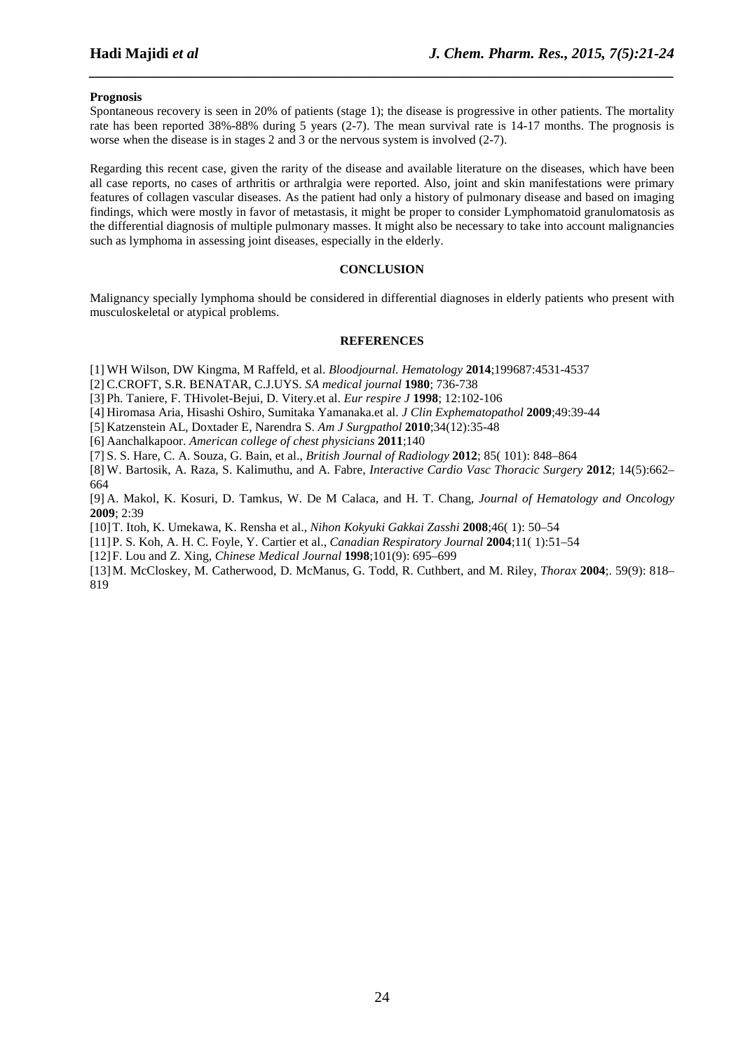**Prognosis**

Spontaneous recovery is seen in 20% of patients (stage 1); the disease is progressive in other patients. The mortality rate has been reported 38%-88% during 5 years (2-7). The mean survival rate is 14-17 months. The prognosis is worse when the disease is in stages 2 and 3 or the nervous system is involved (2-7).

Regarding this recent case, given the rarity of the disease and available literature on the diseases, which have been all case reports, no cases of arthritis or arthralgia were reported. Also, joint and skin manifestations were primary features of collagen vascular diseases. As the patient had only a history of pulmonary disease and based on imaging findings, which were mostly in favor of metastasis, it might be proper to consider Lymphomatoid granulomatosis as the differential diagnosis of multiple pulmonary masses. It might also be necessary to take into account malignancies such as lymphoma in assessing joint diseases, especially in the elderly.

## CONCLUSION

Malignancy specially lymphoma should be considered in differential diagnoses in elderly patients who present with musculoskeletal or atypical problems.

## REFERENCES

[1] WH Wilson, DW Kingma, M Raffeld, et al. *Bloodjournal. Hematology* **2014**;199687:4531-4537

[2] C.CROFT, S.R. BENATAR, C.J.UYS. *SA medical journal* **1980**; 736-738

[3] Ph. Taniere, F. THivolet-Bejui, D. Vitery.et al. *Eur respire J* **1998**; 12:102-106

[4] Hiromasa Aria, Hisashi Oshiro, Sumitaka Yamanaka.et al. *J Clin Exphematopathol* **2009**;49:39-44

[5] Katzenstein AL, Doxtader E, Narendra S. *Am J Surgpathol* **2010**;34(12):35-48

[6] Aanchalkapoor. *American college of chest physicians* **2011**;140

[7] S. S. Hare, C. A. Souza, G. Bain, et al., *British Journal of Radiology* **2012**; 85( 101): 848–864

[8] W. Bartosik, A. Raza, S. Kalimuthu, and A. Fabre, *Interactive Cardio Vasc Thoracic Surgery* **2012**; 14(5):662–664

[9] A. Makol, K. Kosuri, D. Tamkus, W. De M Calaca, and H. T. Chang, *Journal of Hematology and Oncology* **2009**; 2:39

[10] T. Itoh, K. Umekawa, K. Rensha et al., *Nihon Kokyuki Gakkai Zasshi* **2008**;46( 1): 50–54

[11] P. S. Koh, A. H. C. Foyle, Y. Cartier et al., *Canadian Respiratory Journal* **2004**;11( 1):51–54

[12] F. Lou and Z. Xing, *Chinese Medical Journal* **1998**;101(9): 695–699

[13] M. McCloskey, M. Catherwood, D. McManus, G. Todd, R. Cuthbert, and M. Riley, *Thorax* **2004**;. 59(9): 818–819